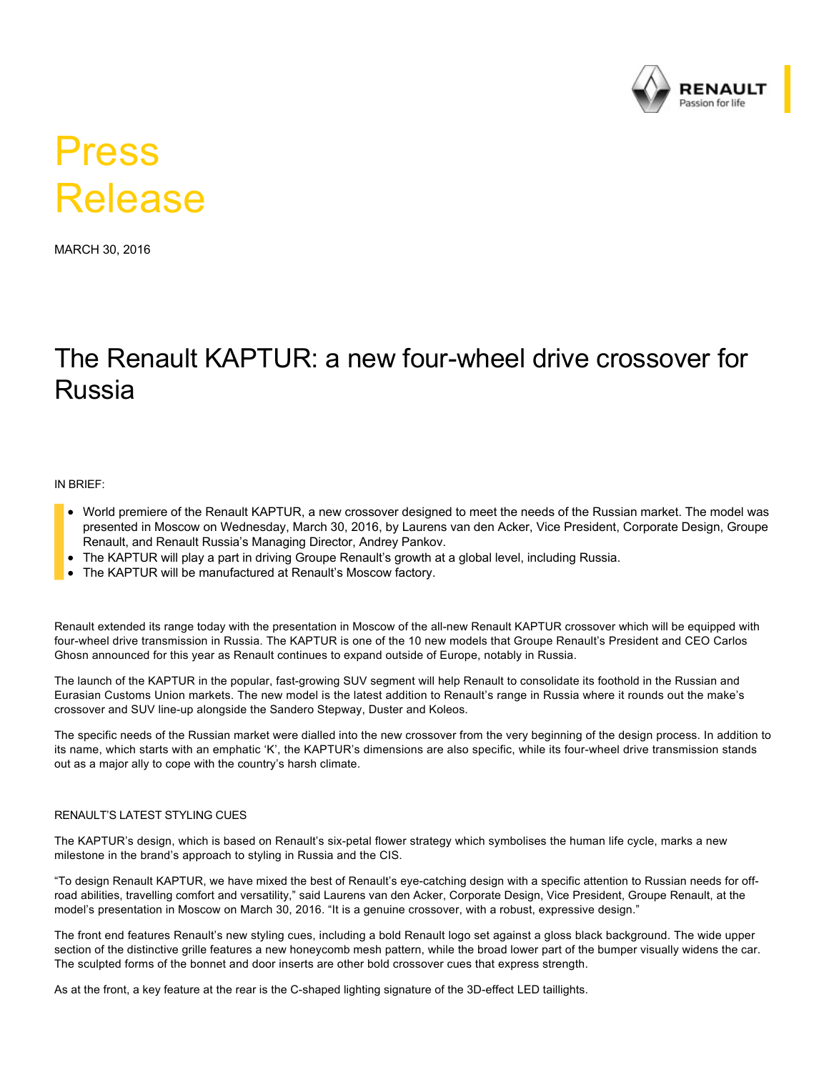# Press Release

MARCH 30, 2016

## The Renault KAPTUR: a new four-wheel drive crossover for Russia

IN BRIEF:

- World premiere of the Renault KAPTUR, a new crossover designed to meet the needs of the Russian market. The model was presented in Moscow on Wednesday, March 30, 2016, by Laurens van den Acker, Vice President, Corporate Design, Groupe Renault, and Renault Russia's Managing Director, Andrey Pankov.
- The KAPTUR will play a part in driving Groupe Renault's growth at a global level, including Russia.
- The KAPTUR will be manufactured at Renault's Moscow factory.

Renault extended its range today with the presentation in Moscow of the all-new Renault KAPTUR crossover which will be equipped with four-wheel drive transmission in Russia. The KAPTUR is one of the 10 new models that Groupe Renault's President and CEO Carlos Ghosn announced for this year as Renault continues to expand outside of Europe, notably in Russia.

The launch of the KAPTUR in the popular, fast-growing SUV segment will help Renault to consolidate its foothold in the Russian and Eurasian Customs Union markets. The new model is the latest addition to Renault's range in Russia where it rounds out the make's crossover and SUV line-up alongside the Sandero Stepway, Duster and Koleos.

The specific needs of the Russian market were dialled into the new crossover from the very beginning of the design process. In addition to its name, which starts with an emphatic 'K', the KAPTUR's dimensions are also specific, while its four-wheel drive transmission stands out as a major ally to cope with the country's harsh climate.

### RENAULT'S LATEST STYLING CUES

The KAPTUR's design, which is based on Renault's six-petal flower strategy which symbolises the human life cycle, marks a new milestone in the brand's approach to styling in Russia and the CIS.

"To design Renault KAPTUR, we have mixed the best of Renault's eye-catching design with a specific attention to Russian needs for off-road abilities, travelling comfort and versatility," said Laurens van den Acker, Corporate Design, Vice President, Groupe Renault, at the model's presentation in Moscow on March 30, 2016. "It is a genuine crossover, with a robust, expressive design."

The front end features Renault's new styling cues, including a bold Renault logo set against a gloss black background. The wide upper section of the distinctive grille features a new honeycomb mesh pattern, while the broad lower part of the bumper visually widens the car. The sculpted forms of the bonnet and door inserts are other bold crossover cues that express strength.

As at the front, a key feature at the rear is the C-shaped lighting signature of the 3D-effect LED taillights.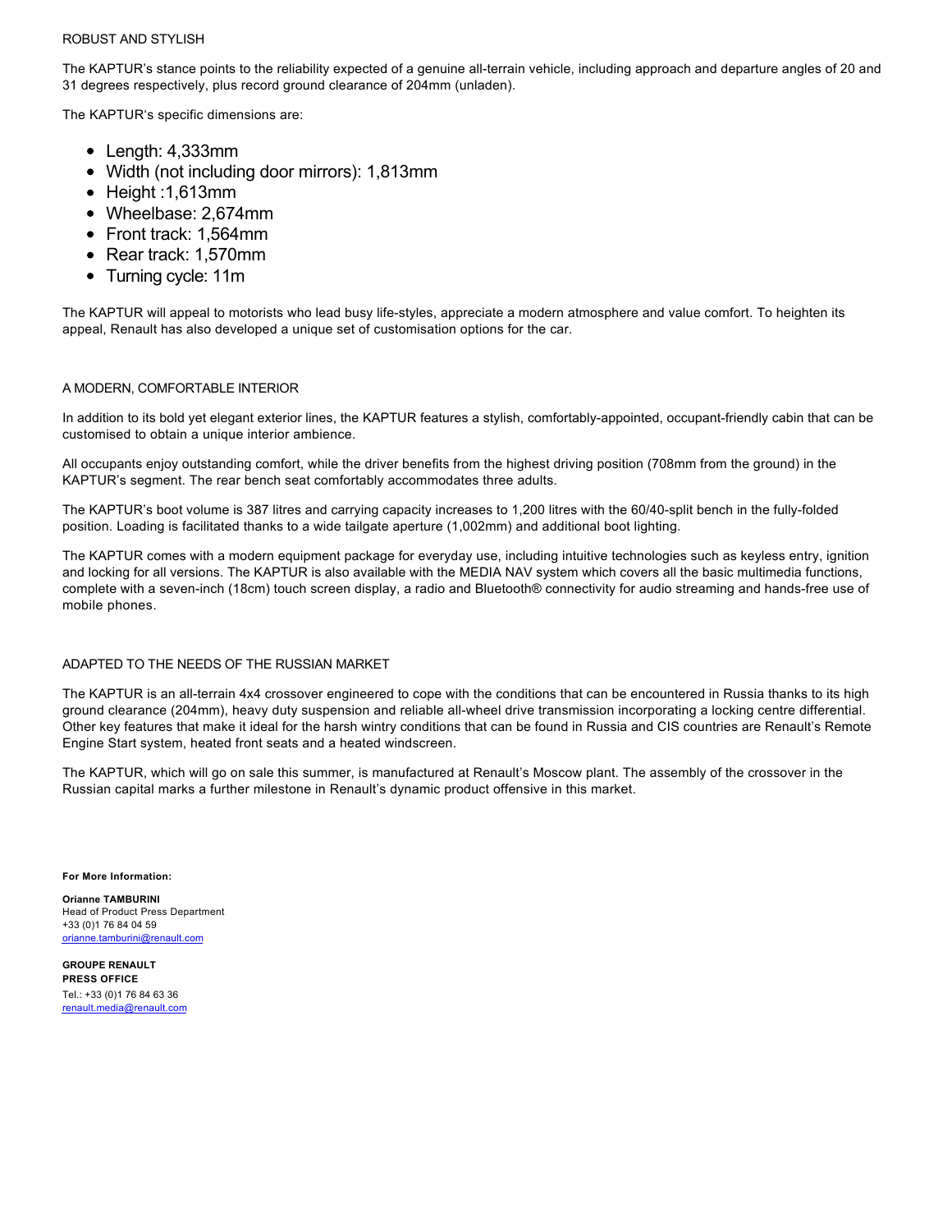## ROBUST AND STYLISH

The KAPTUR's stance points to the reliability expected of a genuine all-terrain vehicle, including approach and departure angles of 20 and 31 degrees respectively, plus record ground clearance of 204mm (unladen).

The KAPTUR's specific dimensions are:

- Length: 4,333mm
- Width (not including door mirrors): 1,813mm
- Height :1,613mm
- Wheelbase: 2,674mm
- Front track: 1,564mm
- Rear track: 1,570mm
- Turning cycle: 11m

The KAPTUR will appeal to motorists who lead busy life-styles, appreciate a modern atmosphere and value comfort. To heighten its appeal, Renault has also developed a unique set of customisation options for the car.

## A MODERN, COMFORTABLE INTERIOR

In addition to its bold yet elegant exterior lines, the KAPTUR features a stylish, comfortably-appointed, occupant-friendly cabin that can be customised to obtain a unique interior ambience.

All occupants enjoy outstanding comfort, while the driver benefits from the highest driving position (708mm from the ground) in the KAPTUR's segment. The rear bench seat comfortably accommodates three adults.

The KAPTUR's boot volume is 387 litres and carrying capacity increases to 1,200 litres with the 60/40-split bench in the fully-folded position. Loading is facilitated thanks to a wide tailgate aperture (1,002mm) and additional boot lighting.

The KAPTUR comes with a modern equipment package for everyday use, including intuitive technologies such as keyless entry, ignition and locking for all versions. The KAPTUR is also available with the MEDIA NAV system which covers all the basic multimedia functions, complete with a seven-inch (18cm) touch screen display, a radio and Bluetooth® connectivity for audio streaming and hands-free use of mobile phones.

## ADAPTED TO THE NEEDS OF THE RUSSIAN MARKET

The KAPTUR is an all-terrain 4x4 crossover engineered to cope with the conditions that can be encountered in Russia thanks to its high ground clearance (204mm), heavy duty suspension and reliable all-wheel drive transmission incorporating a locking centre differential. Other key features that make it ideal for the harsh wintry conditions that can be found in Russia and CIS countries are Renault's Remote Engine Start system, heated front seats and a heated windscreen.

The KAPTUR, which will go on sale this summer, is manufactured at Renault's Moscow plant. The assembly of the crossover in the Russian capital marks a further milestone in Renault's dynamic product offensive in this market.

**For More Information:**

**Orianne TAMBURINI**
Head of Product Press Department
+33 (0)1 76 84 04 59
orianne.tamburini@renault.com

**GROUPE RENAULT**
**PRESS OFFICE**
Tel.: +33 (0)1 76 84 63 36
renault.media@renault.com